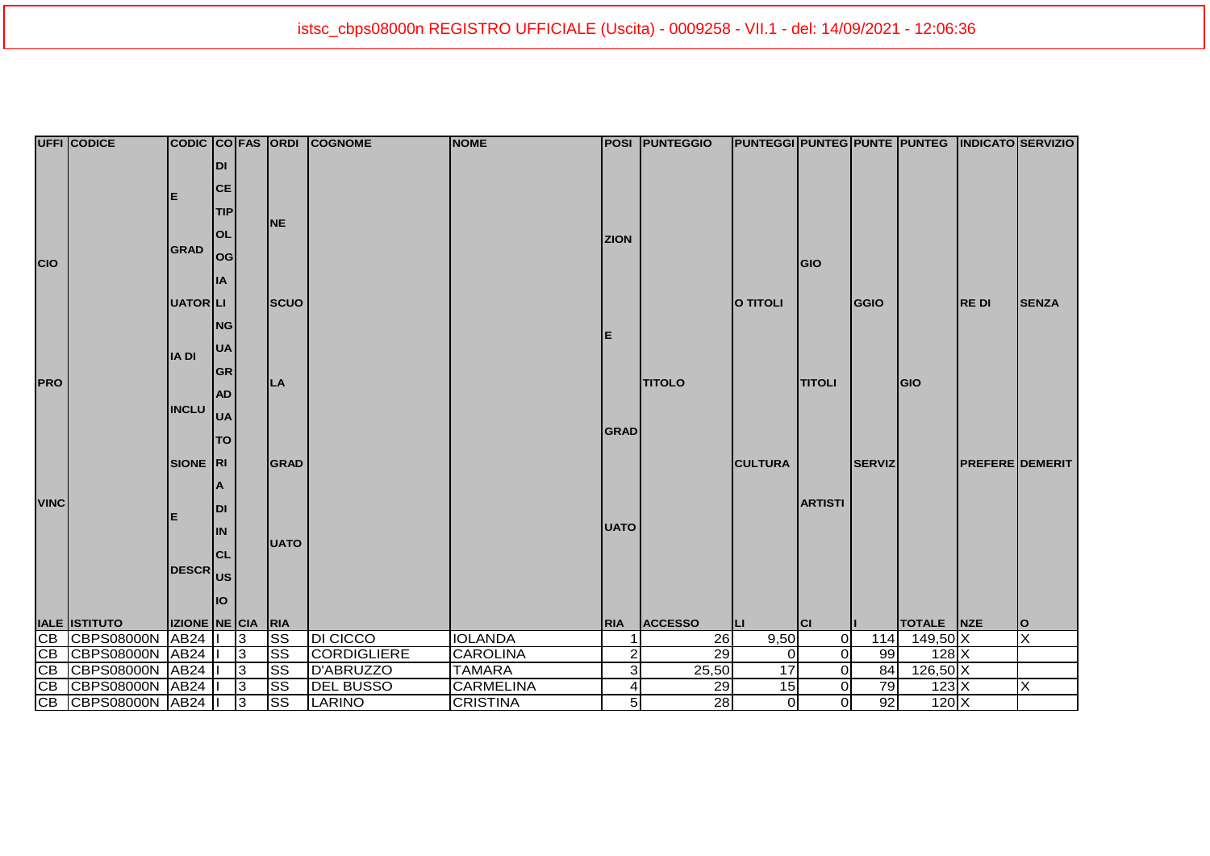istsc_cbps08000n REGISTRO UFFICIALE (Uscita) - 0009258 - VII.1 - del: 14/09/2021 - 12:06:36

| UFFICIO PROVINCIALE | CODICE ISTITUTO | CODICE GRADUATORIA DI INCLUSIONE E DESCRIZIONE | CODICE TIPOLOGIA LINGUA GRADUATORIA DI INCLUSIONE | FASCIA | ORDINE SCUOLA GRADUATORIA | COGNOME | NOME | POSIZIONE GRADUATORIA | PUNTEGGIO TITOLO ACCESSO | PUNTEGGIO TITOLI CULTURALI | PUNTEGGIO TITOLI ARTISTICI | PUNTEGGIO SERVIZI | PUNTEGGIO TOTALE | INDICATORE DI PREFERENZE | SERVIZIO SENZA DEMERITO |
|---|---|---|---|---|---|---|---|---|---|---|---|---|---|---|---|
| CB | CBPS08000N | AB24 | I | 3 | SS | DI CICCO | IOLANDA | 1 | 26 | 9,50 | 0 | 114 | 149,50 | X | X |
| CB | CBPS08000N | AB24 | I | 3 | SS | CORDIGLIERE | CAROLINA | 2 | 29 | 0 | 0 | 99 | 128 | X | |
| CB | CBPS08000N | AB24 | I | 3 | SS | D'ABRUZZO | TAMARA | 3 | 25,50 | 17 | 0 | 84 | 126,50 | X | |
| CB | CBPS08000N | AB24 | I | 3 | SS | DEL BUSSO | CARMELINA | 4 | 29 | 15 | 0 | 79 | 123 | X | X |
| CB | CBPS08000N | AB24 | I | 3 | SS | LARINO | CRISTINA | 5 | 28 | 0 | 0 | 92 | 120 | X | |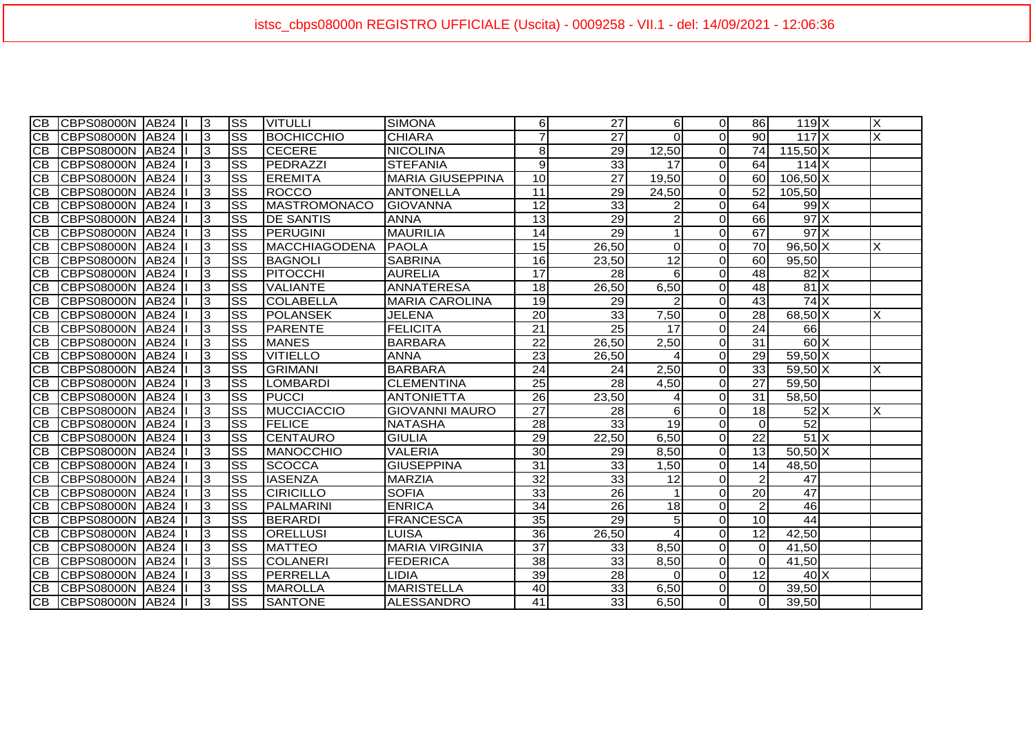| | | | | | | | | | | | | | | | |
|---|---|---|---|---|---|---|---|---|---|---|---|---|---|---|---|
| CB | CBPS08000N | AB24 | I | 3 | SS | VITULLI | SIMONA | 6 | 27 | 6 | 0 | 86 | 119 | X | X |
| CB | CBPS08000N | AB24 | I | 3 | SS | BOCHICCHIO | CHIARA | 7 | 27 | 0 | 0 | 90 | 117 | X | X |
| CB | CBPS08000N | AB24 | I | 3 | SS | CECERE | NICOLINA | 8 | 29 | 12,50 | 0 | 74 | 115,50 | X | |
| CB | CBPS08000N | AB24 | I | 3 | SS | PEDRAZZI | STEFANIA | 9 | 33 | 17 | 0 | 64 | 114 | X | |
| CB | CBPS08000N | AB24 | I | 3 | SS | EREMITA | MARIA GIUSEPPINA | 10 | 27 | 19,50 | 0 | 60 | 106,50 | X | |
| CB | CBPS08000N | AB24 | I | 3 | SS | ROCCO | ANTONELLA | 11 | 29 | 24,50 | 0 | 52 | 105,50 | | |
| CB | CBPS08000N | AB24 | I | 3 | SS | MASTROMONACO | GIOVANNA | 12 | 33 | 2 | 0 | 64 | 99 | X | |
| CB | CBPS08000N | AB24 | I | 3 | SS | DE SANTIS | ANNA | 13 | 29 | 2 | 0 | 66 | 97 | X | |
| CB | CBPS08000N | AB24 | I | 3 | SS | PERUGINI | MAURILIA | 14 | 29 | 1 | 0 | 67 | 97 | X | |
| CB | CBPS08000N | AB24 | I | 3 | SS | MACCHIAGODENA | PAOLA | 15 | 26,50 | 0 | 0 | 70 | 96,50 | X | X |
| CB | CBPS08000N | AB24 | I | 3 | SS | BAGNOLI | SABRINA | 16 | 23,50 | 12 | 0 | 60 | 95,50 | | |
| CB | CBPS08000N | AB24 | I | 3 | SS | PITOCCHI | AURELIA | 17 | 28 | 6 | 0 | 48 | 82 | X | |
| CB | CBPS08000N | AB24 | I | 3 | SS | VALIANTE | ANNATERESA | 18 | 26,50 | 6,50 | 0 | 48 | 81 | X | |
| CB | CBPS08000N | AB24 | I | 3 | SS | COLABELLA | MARIA CAROLINA | 19 | 29 | 2 | 0 | 43 | 74 | X | |
| CB | CBPS08000N | AB24 | I | 3 | SS | POLANSEK | JELENA | 20 | 33 | 7,50 | 0 | 28 | 68,50 | X | X |
| CB | CBPS08000N | AB24 | I | 3 | SS | PARENTE | FELICITA | 21 | 25 | 17 | 0 | 24 | 66 | | |
| CB | CBPS08000N | AB24 | I | 3 | SS | MANES | BARBARA | 22 | 26,50 | 2,50 | 0 | 31 | 60 | X | |
| CB | CBPS08000N | AB24 | I | 3 | SS | VITIELLO | ANNA | 23 | 26,50 | 4 | 0 | 29 | 59,50 | X | |
| CB | CBPS08000N | AB24 | I | 3 | SS | GRIMANI | BARBARA | 24 | 24 | 2,50 | 0 | 33 | 59,50 | X | X |
| CB | CBPS08000N | AB24 | I | 3 | SS | LOMBARDI | CLEMENTINA | 25 | 28 | 4,50 | 0 | 27 | 59,50 | | |
| CB | CBPS08000N | AB24 | I | 3 | SS | PUCCI | ANTONIETTA | 26 | 23,50 | 4 | 0 | 31 | 58,50 | | |
| CB | CBPS08000N | AB24 | I | 3 | SS | MUCCIACCIO | GIOVANNI MAURO | 27 | 28 | 6 | 0 | 18 | 52 | X | X |
| CB | CBPS08000N | AB24 | I | 3 | SS | FELICE | NATASHA | 28 | 33 | 19 | 0 | 0 | 52 | | |
| CB | CBPS08000N | AB24 | I | 3 | SS | CENTAURO | GIULIA | 29 | 22,50 | 6,50 | 0 | 22 | 51 | X | |
| CB | CBPS08000N | AB24 | I | 3 | SS | MANOCCHIO | VALERIA | 30 | 29 | 8,50 | 0 | 13 | 50,50 | X | |
| CB | CBPS08000N | AB24 | I | 3 | SS | SCOCCA | GIUSEPPINA | 31 | 33 | 1,50 | 0 | 14 | 48,50 | | |
| CB | CBPS08000N | AB24 | I | 3 | SS | IASENZA | MARZIA | 32 | 33 | 12 | 0 | 2 | 47 | | |
| CB | CBPS08000N | AB24 | I | 3 | SS | CIRICILLO | SOFIA | 33 | 26 | 1 | 0 | 20 | 47 | | |
| CB | CBPS08000N | AB24 | I | 3 | SS | PALMARINI | ENRICA | 34 | 26 | 18 | 0 | 2 | 46 | | |
| CB | CBPS08000N | AB24 | I | 3 | SS | BERARDI | FRANCESCA | 35 | 29 | 5 | 0 | 10 | 44 | | |
| CB | CBPS08000N | AB24 | I | 3 | SS | ORELLUSI | LUISA | 36 | 26,50 | 4 | 0 | 12 | 42,50 | | |
| CB | CBPS08000N | AB24 | I | 3 | SS | MATTEO | MARIA VIRGINIA | 37 | 33 | 8,50 | 0 | 0 | 41,50 | | |
| CB | CBPS08000N | AB24 | I | 3 | SS | COLANERI | FEDERICA | 38 | 33 | 8,50 | 0 | 0 | 41,50 | | |
| CB | CBPS08000N | AB24 | I | 3 | SS | PERRELLA | LIDIA | 39 | 28 | 0 | 0 | 12 | 40 | X | |
| CB | CBPS08000N | AB24 | I | 3 | SS | MAROLLA | MARISTELLA | 40 | 33 | 6,50 | 0 | 0 | 39,50 | | |
| CB | CBPS08000N | AB24 | I | 3 | SS | SANTONE | ALESSANDRO | 41 | 33 | 6,50 | 0 | 0 | 39,50 | | |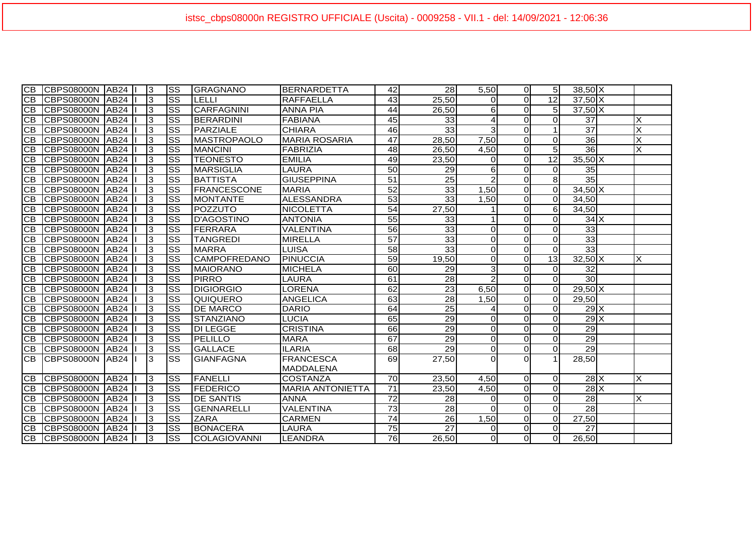| | | | | | | | | | | | | | | | |
|---|---|---|---|---|---|---|---|---|---|---|---|---|---|---|---|
| CB | CBPS08000N | AB24 | I | 3 | SS | GRAGNANO | BERNARDETTA | 42 | 28 | 5,50 | 0 | 5 | 38,50 | X | |
| CB | CBPS08000N | AB24 | I | 3 | SS | LELLI | RAFFAELLA | 43 | 25,50 | 0 | 0 | 12 | 37,50 | X | |
| CB | CBPS08000N | AB24 | I | 3 | SS | CARFAGNINI | ANNA PIA | 44 | 26,50 | 6 | 0 | 5 | 37,50 | X | |
| CB | CBPS08000N | AB24 | I | 3 | SS | BERARDINI | FABIANA | 45 | 33 | 4 | 0 | 0 | 37 | | X |
| CB | CBPS08000N | AB24 | I | 3 | SS | PARZIALE | CHIARA | 46 | 33 | 3 | 0 | 1 | 37 | | X |
| CB | CBPS08000N | AB24 | I | 3 | SS | MASTROPAOLO | MARIA ROSARIA | 47 | 28,50 | 7,50 | 0 | 0 | 36 | | X |
| CB | CBPS08000N | AB24 | I | 3 | SS | MANCINI | FABRIZIA | 48 | 26,50 | 4,50 | 0 | 5 | 36 | | X |
| CB | CBPS08000N | AB24 | I | 3 | SS | TEONESTO | EMILIA | 49 | 23,50 | 0 | 0 | 12 | 35,50 | X | |
| CB | CBPS08000N | AB24 | I | 3 | SS | MARSIGLIA | LAURA | 50 | 29 | 6 | 0 | 0 | 35 | | |
| CB | CBPS08000N | AB24 | I | 3 | SS | BATTISTA | GIUSEPPINA | 51 | 25 | 2 | 0 | 8 | 35 | | |
| CB | CBPS08000N | AB24 | I | 3 | SS | FRANCESCONE | MARIA | 52 | 33 | 1,50 | 0 | 0 | 34,50 | X | |
| CB | CBPS08000N | AB24 | I | 3 | SS | MONTANTE | ALESSANDRA | 53 | 33 | 1,50 | 0 | 0 | 34,50 | | |
| CB | CBPS08000N | AB24 | I | 3 | SS | POZZUTO | NICOLETTA | 54 | 27,50 | 1 | 0 | 6 | 34,50 | | |
| CB | CBPS08000N | AB24 | I | 3 | SS | D'AGOSTINO | ANTONIA | 55 | 33 | 1 | 0 | 0 | 34 | X | |
| CB | CBPS08000N | AB24 | I | 3 | SS | FERRARA | VALENTINA | 56 | 33 | 0 | 0 | 0 | 33 | | |
| CB | CBPS08000N | AB24 | I | 3 | SS | TANGREDI | MIRELLA | 57 | 33 | 0 | 0 | 0 | 33 | | |
| CB | CBPS08000N | AB24 | I | 3 | SS | MARRA | LUISA | 58 | 33 | 0 | 0 | 0 | 33 | | |
| CB | CBPS08000N | AB24 | I | 3 | SS | CAMPOFREDANO | PINUCCIA | 59 | 19,50 | 0 | 0 | 13 | 32,50 | X | X |
| CB | CBPS08000N | AB24 | I | 3 | SS | MAIORANO | MICHELA | 60 | 29 | 3 | 0 | 0 | 32 | | |
| CB | CBPS08000N | AB24 | I | 3 | SS | PIRRO | LAURA | 61 | 28 | 2 | 0 | 0 | 30 | | |
| CB | CBPS08000N | AB24 | I | 3 | SS | DIGIORGIO | LORENA | 62 | 23 | 6,50 | 0 | 0 | 29,50 | X | |
| CB | CBPS08000N | AB24 | I | 3 | SS | QUIQUERO | ANGELICA | 63 | 28 | 1,50 | 0 | 0 | 29,50 | | |
| CB | CBPS08000N | AB24 | I | 3 | SS | DE MARCO | DARIO | 64 | 25 | 4 | 0 | 0 | 29 | X | |
| CB | CBPS08000N | AB24 | I | 3 | SS | STANZIANO | LUCIA | 65 | 29 | 0 | 0 | 0 | 29 | X | |
| CB | CBPS08000N | AB24 | I | 3 | SS | DI LEGGE | CRISTINA | 66 | 29 | 0 | 0 | 0 | 29 | | |
| CB | CBPS08000N | AB24 | I | 3 | SS | PELILLO | MARA | 67 | 29 | 0 | 0 | 0 | 29 | | |
| CB | CBPS08000N | AB24 | I | 3 | SS | GALLACE | ILARIA | 68 | 29 | 0 | 0 | 0 | 29 | | |
| CB | CBPS08000N | AB24 | I | 3 | SS | GIANFAGNA | FRANCESCA MADDALENA | 69 | 27,50 | 0 | 0 | 1 | 28,50 | | |
| CB | CBPS08000N | AB24 | I | 3 | SS | FANELLI | COSTANZA | 70 | 23,50 | 4,50 | 0 | 0 | 28 | X | X |
| CB | CBPS08000N | AB24 | I | 3 | SS | FEDERICO | MARIA ANTONIETTA | 71 | 23,50 | 4,50 | 0 | 0 | 28 | X | |
| CB | CBPS08000N | AB24 | I | 3 | SS | DE SANTIS | ANNA | 72 | 28 | 0 | 0 | 0 | 28 | | X |
| CB | CBPS08000N | AB24 | I | 3 | SS | GENNARELLI | VALENTINA | 73 | 28 | 0 | 0 | 0 | 28 | | |
| CB | CBPS08000N | AB24 | I | 3 | SS | ZARA | CARMEN | 74 | 26 | 1,50 | 0 | 0 | 27,50 | | |
| CB | CBPS08000N | AB24 | I | 3 | SS | BONACERA | LAURA | 75 | 27 | 0 | 0 | 0 | 27 | | |
| CB | CBPS08000N | AB24 | I | 3 | SS | COLAGIOVANNI | LEANDRA | 76 | 26,50 | 0 | 0 | 0 | 26,50 | | |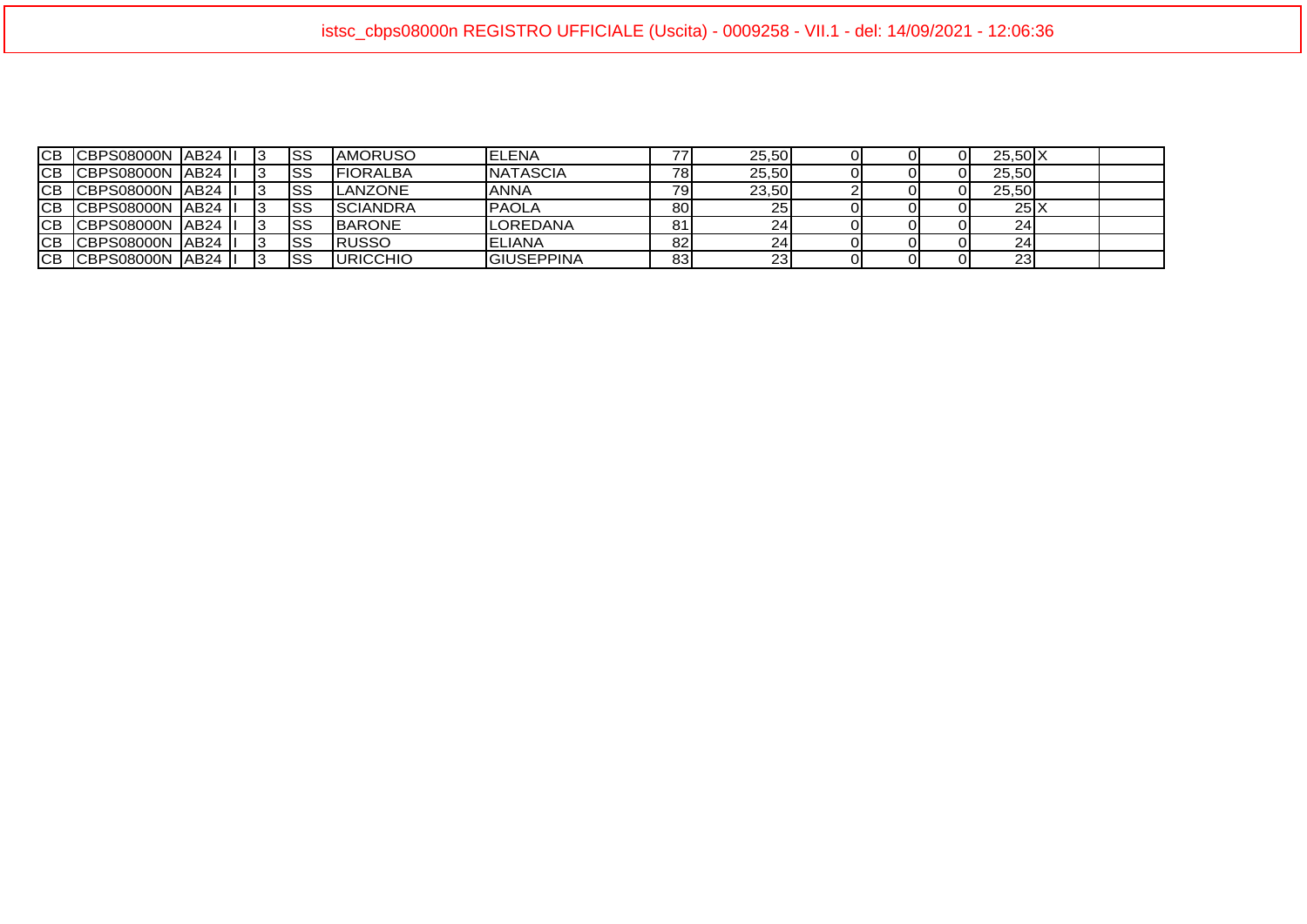| | | | | | | | | | | | | | | | |
|---|---|---|---|---|---|---|---|---|---|---|---|---|---|---|---|
| CB | CBPS08000N | AB24 | I | 3 | SS | AMORUSO | ELENA | 77 | 25,50 | 0 | 0 | 0 | 25,50 | X | |
| CB | CBPS08000N | AB24 | I | 3 | SS | FIORALBA | NATASCIA | 78 | 25,50 | 0 | 0 | 0 | 25,50 | | |
| CB | CBPS08000N | AB24 | I | 3 | SS | LANZONE | ANNA | 79 | 23,50 | 2 | 0 | 0 | 25,50 | | |
| CB | CBPS08000N | AB24 | I | 3 | SS | SCIANDRA | PAOLA | 80 | 25 | 0 | 0 | 0 | 25 | X | |
| CB | CBPS08000N | AB24 | I | 3 | SS | BARONE | LOREDANA | 81 | 24 | 0 | 0 | 0 | 24 | | |
| CB | CBPS08000N | AB24 | I | 3 | SS | RUSSO | ELIANA | 82 | 24 | 0 | 0 | 0 | 24 | | |
| CB | CBPS08000N | AB24 | I | 3 | SS | URICCHIO | GIUSEPPINA | 83 | 23 | 0 | 0 | 0 | 23 | | |